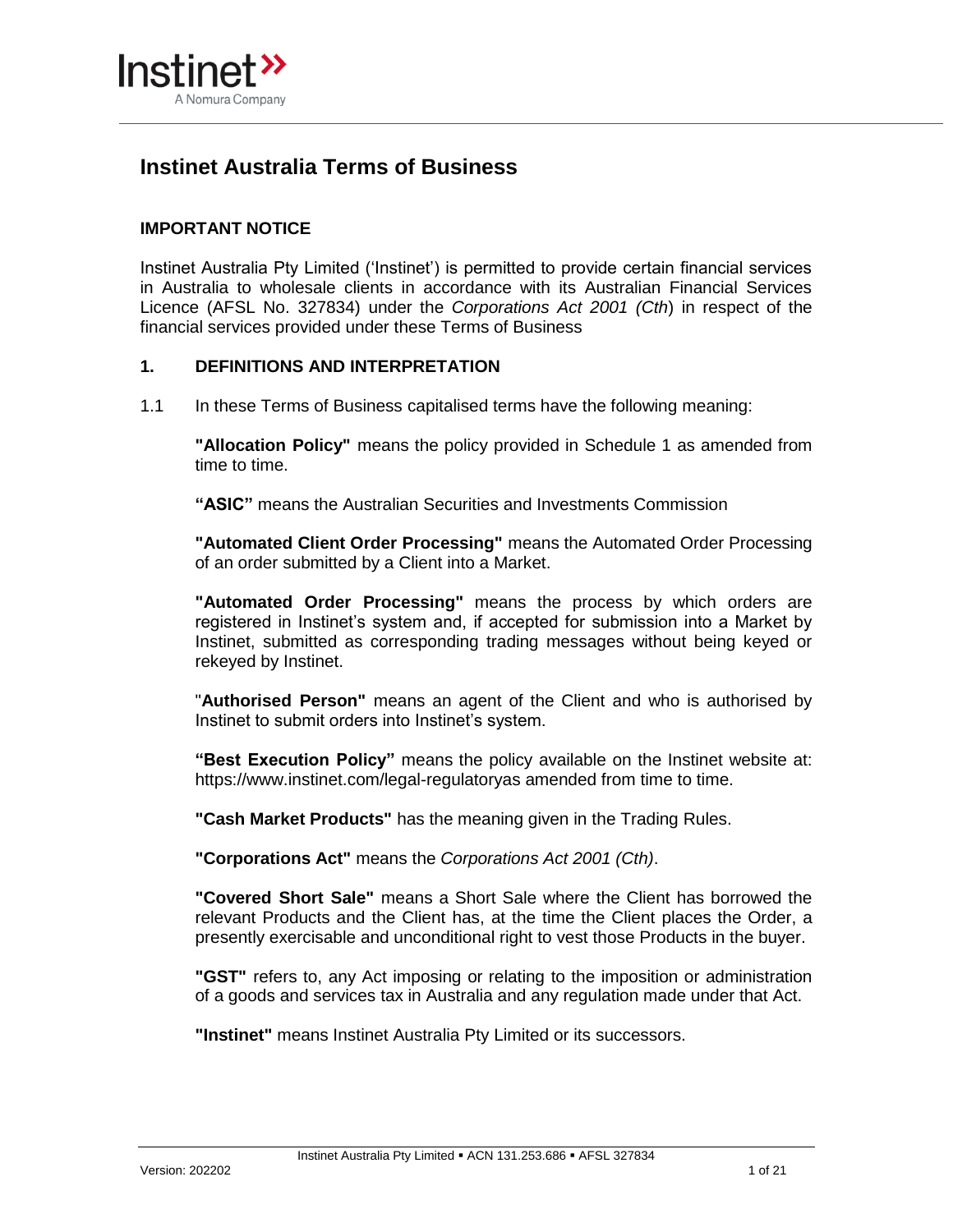# Instinet Australia Terms of Business

## IMPORTANT NOTICE

Instinet Australia Pty Limited ('Instinet') is permitted to provide certain financial services in Australia to wholesale clients in accordance with its Australian Financial Services Licence (AFSL No. 327834) under the *Corporations Act 2001 (Cth*) in respect of the financial services provided under these Terms of Business

## 1. DEFINITIONS AND INTERPRETATION

1.1 In these Terms of Business capitalised terms have the following meaning:

**"Allocation Policy"** means the policy provided in Schedule 1 as amended from time to time.

**"ASIC"** means the Australian Securities and Investments Commission

**"Automated Client Order Processing"** means the Automated Order Processing of an order submitted by a Client into a Market.

**"Automated Order Processing"** means the process by which orders are registered in Instinet's system and, if accepted for submission into a Market by Instinet, submitted as corresponding trading messages without being keyed or rekeyed by Instinet.

"**Authorised Person"** means an agent of the Client and who is authorised by Instinet to submit orders into Instinet's system.

**"Best Execution Policy"** means the policy available on the Instinet website at: https://www.instinet.com/legal-regulatoryas amended from time to time.

**"Cash Market Products"** has the meaning given in the Trading Rules.

**"Corporations Act"** means the *Corporations Act 2001 (Cth)*.

**"Covered Short Sale"** means a Short Sale where the Client has borrowed the relevant Products and the Client has, at the time the Client places the Order, a presently exercisable and unconditional right to vest those Products in the buyer.

**"GST"** refers to, any Act imposing or relating to the imposition or administration of a goods and services tax in Australia and any regulation made under that Act.

**"Instinet"** means Instinet Australia Pty Limited or its successors.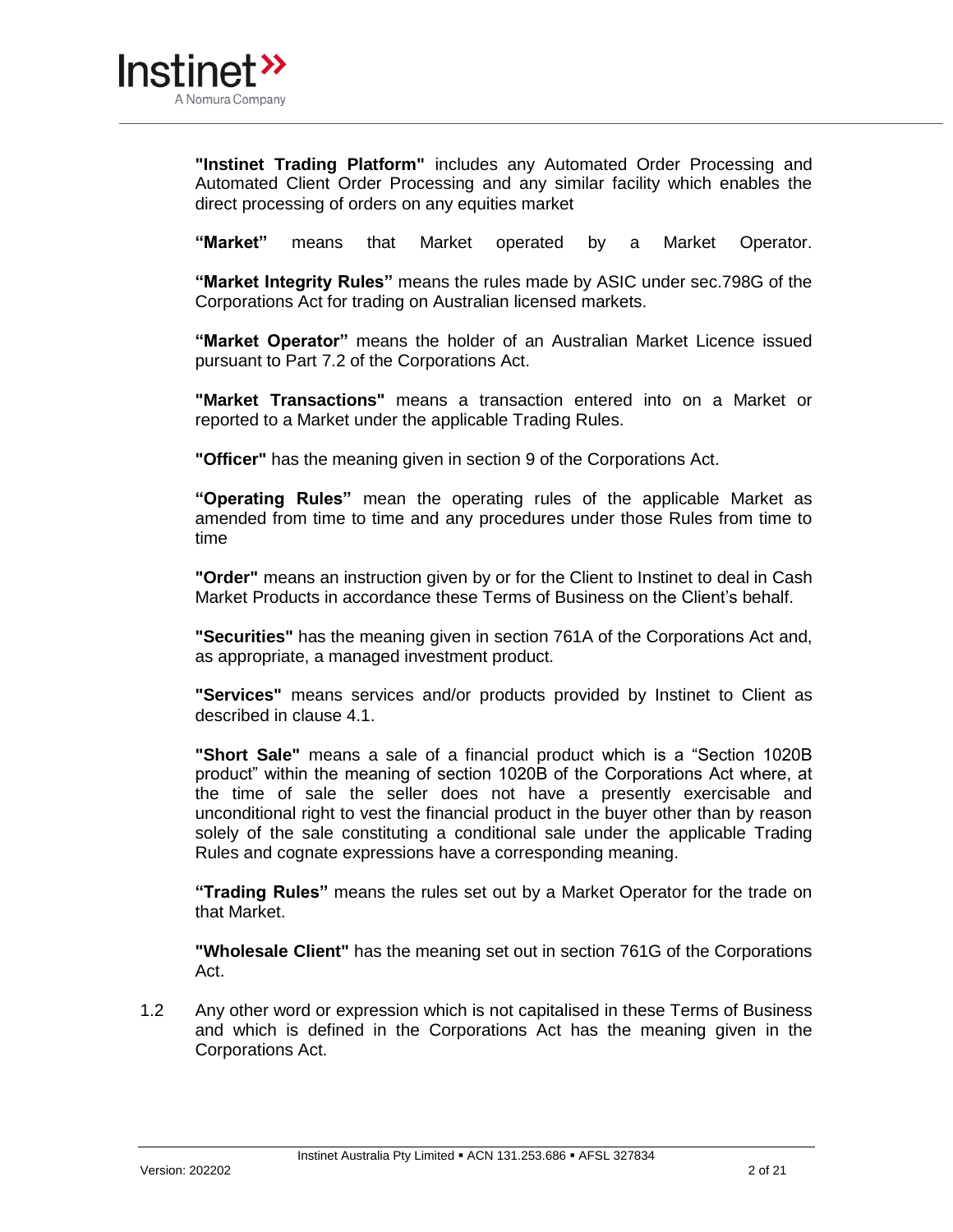**"Instinet Trading Platform"** includes any Automated Order Processing and Automated Client Order Processing and any similar facility which enables the direct processing of orders on any equities market

**"Market"** means that Market operated by a Market Operator.

**"Market Integrity Rules"** means the rules made by ASIC under sec.798G of the Corporations Act for trading on Australian licensed markets.

**"Market Operator"** means the holder of an Australian Market Licence issued pursuant to Part 7.2 of the Corporations Act.

**"Market Transactions"** means a transaction entered into on a Market or reported to a Market under the applicable Trading Rules.

**"Officer"** has the meaning given in section 9 of the Corporations Act.

**"Operating Rules"** mean the operating rules of the applicable Market as amended from time to time and any procedures under those Rules from time to time

**"Order"** means an instruction given by or for the Client to Instinet to deal in Cash Market Products in accordance these Terms of Business on the Client's behalf.

**"Securities"** has the meaning given in section 761A of the Corporations Act and, as appropriate, a managed investment product.

**"Services"** means services and/or products provided by Instinet to Client as described in clause 4.1.

**"Short Sale"** means a sale of a financial product which is a "Section 1020B product" within the meaning of section 1020B of the Corporations Act where, at the time of sale the seller does not have a presently exercisable and unconditional right to vest the financial product in the buyer other than by reason solely of the sale constituting a conditional sale under the applicable Trading Rules and cognate expressions have a corresponding meaning.

**"Trading Rules"** means the rules set out by a Market Operator for the trade on that Market.

**"Wholesale Client"** has the meaning set out in section 761G of the Corporations Act.

1.2 Any other word or expression which is not capitalised in these Terms of Business and which is defined in the Corporations Act has the meaning given in the Corporations Act.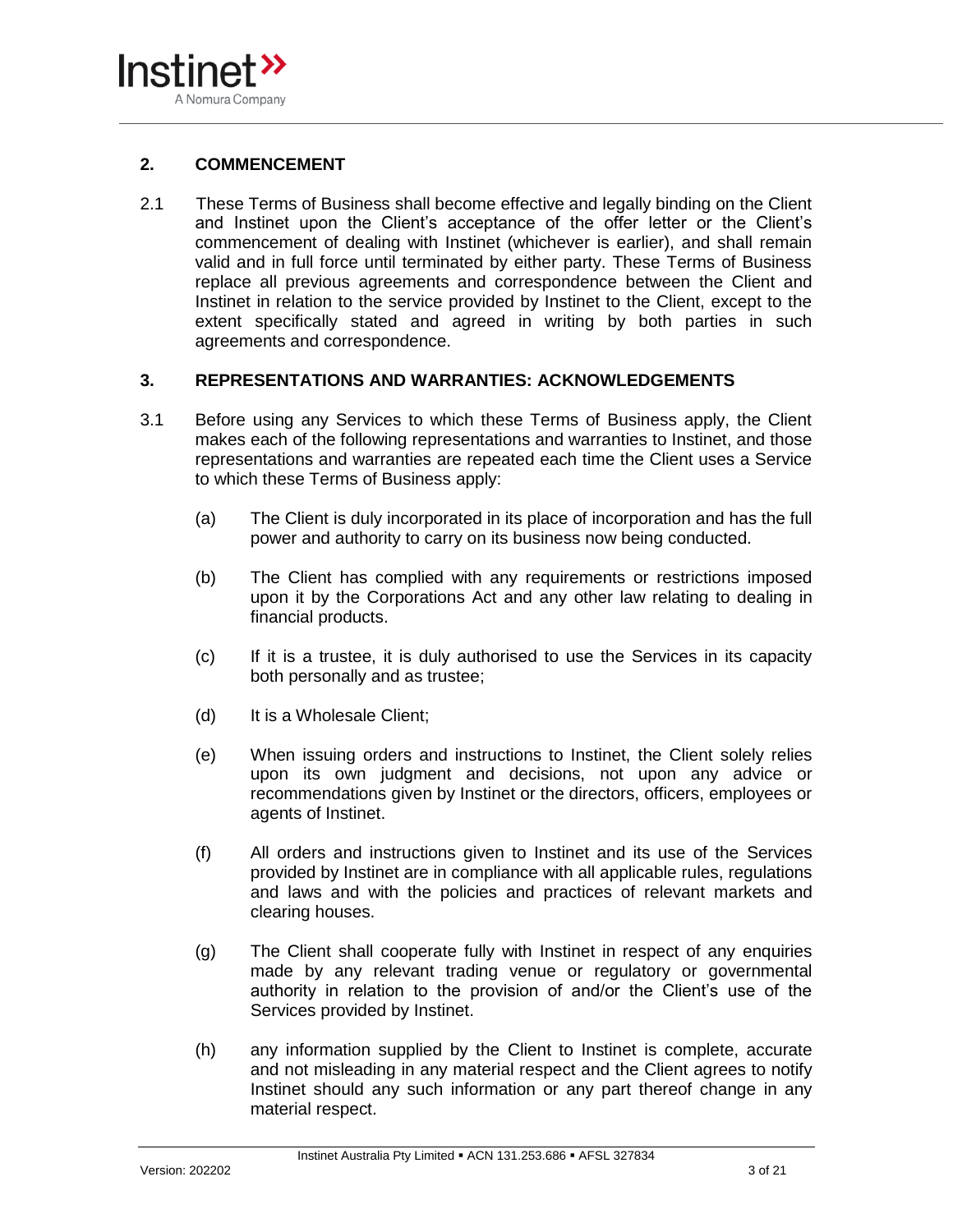## 2. COMMENCEMENT

2.1 These Terms of Business shall become effective and legally binding on the Client and Instinet upon the Client's acceptance of the offer letter or the Client's commencement of dealing with Instinet (whichever is earlier), and shall remain valid and in full force until terminated by either party. These Terms of Business replace all previous agreements and correspondence between the Client and Instinet in relation to the service provided by Instinet to the Client, except to the extent specifically stated and agreed in writing by both parties in such agreements and correspondence.

## 3. REPRESENTATIONS AND WARRANTIES: ACKNOWLEDGEMENTS

3.1 Before using any Services to which these Terms of Business apply, the Client makes each of the following representations and warranties to Instinet, and those representations and warranties are repeated each time the Client uses a Service to which these Terms of Business apply:

(a) The Client is duly incorporated in its place of incorporation and has the full power and authority to carry on its business now being conducted.

(b) The Client has complied with any requirements or restrictions imposed upon it by the Corporations Act and any other law relating to dealing in financial products.

(c) If it is a trustee, it is duly authorised to use the Services in its capacity both personally and as trustee;

(d) It is a Wholesale Client;

(e) When issuing orders and instructions to Instinet, the Client solely relies upon its own judgment and decisions, not upon any advice or recommendations given by Instinet or the directors, officers, employees or agents of Instinet.

(f) All orders and instructions given to Instinet and its use of the Services provided by Instinet are in compliance with all applicable rules, regulations and laws and with the policies and practices of relevant markets and clearing houses.

(g) The Client shall cooperate fully with Instinet in respect of any enquiries made by any relevant trading venue or regulatory or governmental authority in relation to the provision of and/or the Client's use of the Services provided by Instinet.

(h) any information supplied by the Client to Instinet is complete, accurate and not misleading in any material respect and the Client agrees to notify Instinet should any such information or any part thereof change in any material respect.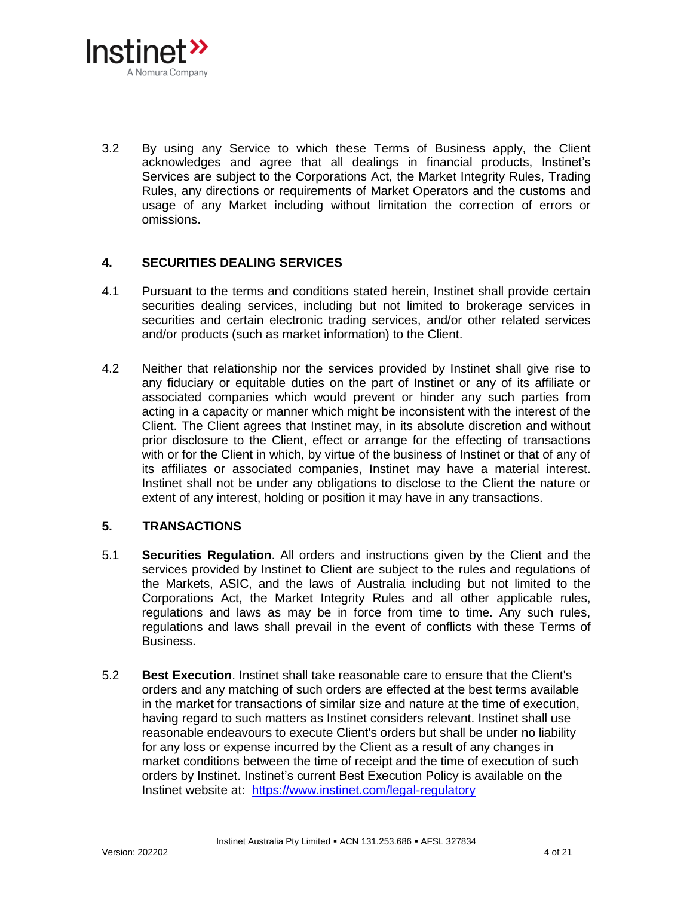3.2 By using any Service to which these Terms of Business apply, the Client acknowledges and agree that all dealings in financial products, Instinet's Services are subject to the Corporations Act, the Market Integrity Rules, Trading Rules, any directions or requirements of Market Operators and the customs and usage of any Market including without limitation the correction of errors or omissions.

## 4. SECURITIES DEALING SERVICES

4.1 Pursuant to the terms and conditions stated herein, Instinet shall provide certain securities dealing services, including but not limited to brokerage services in securities and certain electronic trading services, and/or other related services and/or products (such as market information) to the Client.

4.2 Neither that relationship nor the services provided by Instinet shall give rise to any fiduciary or equitable duties on the part of Instinet or any of its affiliate or associated companies which would prevent or hinder any such parties from acting in a capacity or manner which might be inconsistent with the interest of the Client. The Client agrees that Instinet may, in its absolute discretion and without prior disclosure to the Client, effect or arrange for the effecting of transactions with or for the Client in which, by virtue of the business of Instinet or that of any of its affiliates or associated companies, Instinet may have a material interest. Instinet shall not be under any obligations to disclose to the Client the nature or extent of any interest, holding or position it may have in any transactions.

## 5. TRANSACTIONS

5.1 **Securities Regulation**. All orders and instructions given by the Client and the services provided by Instinet to Client are subject to the rules and regulations of the Markets, ASIC, and the laws of Australia including but not limited to the Corporations Act, the Market Integrity Rules and all other applicable rules, regulations and laws as may be in force from time to time. Any such rules, regulations and laws shall prevail in the event of conflicts with these Terms of Business.

5.2 **Best Execution**. Instinet shall take reasonable care to ensure that the Client's orders and any matching of such orders are effected at the best terms available in the market for transactions of similar size and nature at the time of execution, having regard to such matters as Instinet considers relevant. Instinet shall use reasonable endeavours to execute Client's orders but shall be under no liability for any loss or expense incurred by the Client as a result of any changes in market conditions between the time of receipt and the time of execution of such orders by Instinet. Instinet's current Best Execution Policy is available on the Instinet website at: https://www.instinet.com/legal-regulatory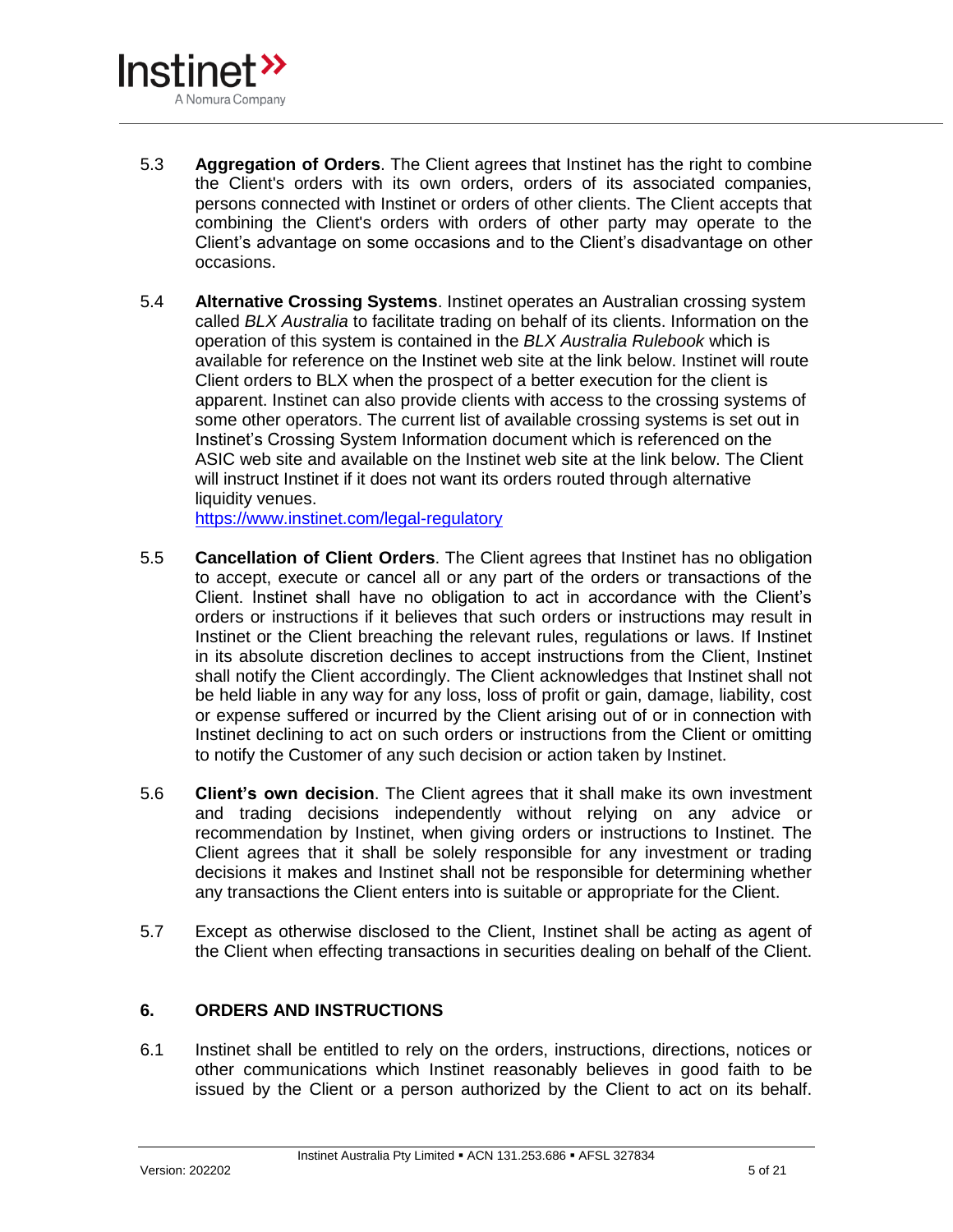5.3 **Aggregation of Orders**. The Client agrees that Instinet has the right to combine the Client's orders with its own orders, orders of its associated companies, persons connected with Instinet or orders of other clients. The Client accepts that combining the Client's orders with orders of other party may operate to the Client's advantage on some occasions and to the Client's disadvantage on other occasions.

5.4 **Alternative Crossing Systems**. Instinet operates an Australian crossing system called *BLX Australia* to facilitate trading on behalf of its clients. Information on the operation of this system is contained in the *BLX Australia Rulebook* which is available for reference on the Instinet web site at the link below. Instinet will route Client orders to BLX when the prospect of a better execution for the client is apparent. Instinet can also provide clients with access to the crossing systems of some other operators. The current list of available crossing systems is set out in Instinet's Crossing System Information document which is referenced on the ASIC web site and available on the Instinet web site at the link below. The Client will instruct Instinet if it does not want its orders routed through alternative liquidity venues.
https://www.instinet.com/legal-regulatory

5.5 **Cancellation of Client Orders**. The Client agrees that Instinet has no obligation to accept, execute or cancel all or any part of the orders or transactions of the Client. Instinet shall have no obligation to act in accordance with the Client's orders or instructions if it believes that such orders or instructions may result in Instinet or the Client breaching the relevant rules, regulations or laws. If Instinet in its absolute discretion declines to accept instructions from the Client, Instinet shall notify the Client accordingly. The Client acknowledges that Instinet shall not be held liable in any way for any loss, loss of profit or gain, damage, liability, cost or expense suffered or incurred by the Client arising out of or in connection with Instinet declining to act on such orders or instructions from the Client or omitting to notify the Customer of any such decision or action taken by Instinet.

5.6 **Client's own decision**. The Client agrees that it shall make its own investment and trading decisions independently without relying on any advice or recommendation by Instinet, when giving orders or instructions to Instinet. The Client agrees that it shall be solely responsible for any investment or trading decisions it makes and Instinet shall not be responsible for determining whether any transactions the Client enters into is suitable or appropriate for the Client.

5.7 Except as otherwise disclosed to the Client, Instinet shall be acting as agent of the Client when effecting transactions in securities dealing on behalf of the Client.

## 6. ORDERS AND INSTRUCTIONS

6.1 Instinet shall be entitled to rely on the orders, instructions, directions, notices or other communications which Instinet reasonably believes in good faith to be issued by the Client or a person authorized by the Client to act on its behalf.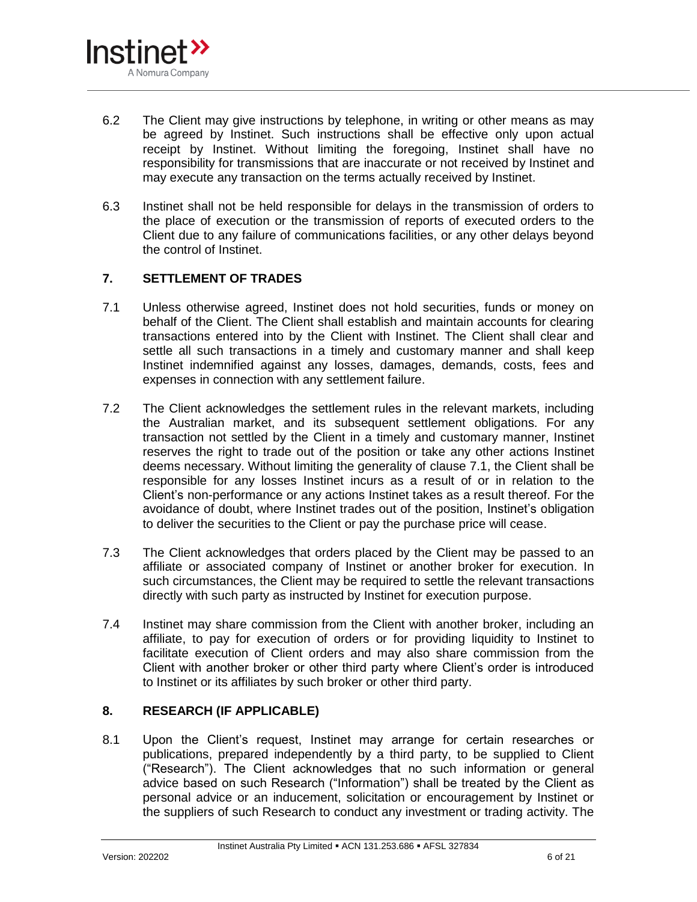6.2 The Client may give instructions by telephone, in writing or other means as may be agreed by Instinet. Such instructions shall be effective only upon actual receipt by Instinet. Without limiting the foregoing, Instinet shall have no responsibility for transmissions that are inaccurate or not received by Instinet and may execute any transaction on the terms actually received by Instinet.

6.3 Instinet shall not be held responsible for delays in the transmission of orders to the place of execution or the transmission of reports of executed orders to the Client due to any failure of communications facilities, or any other delays beyond the control of Instinet.

## 7. SETTLEMENT OF TRADES

7.1 Unless otherwise agreed, Instinet does not hold securities, funds or money on behalf of the Client. The Client shall establish and maintain accounts for clearing transactions entered into by the Client with Instinet. The Client shall clear and settle all such transactions in a timely and customary manner and shall keep Instinet indemnified against any losses, damages, demands, costs, fees and expenses in connection with any settlement failure.

7.2 The Client acknowledges the settlement rules in the relevant markets, including the Australian market, and its subsequent settlement obligations. For any transaction not settled by the Client in a timely and customary manner, Instinet reserves the right to trade out of the position or take any other actions Instinet deems necessary. Without limiting the generality of clause 7.1, the Client shall be responsible for any losses Instinet incurs as a result of or in relation to the Client's non-performance or any actions Instinet takes as a result thereof. For the avoidance of doubt, where Instinet trades out of the position, Instinet's obligation to deliver the securities to the Client or pay the purchase price will cease.

7.3 The Client acknowledges that orders placed by the Client may be passed to an affiliate or associated company of Instinet or another broker for execution. In such circumstances, the Client may be required to settle the relevant transactions directly with such party as instructed by Instinet for execution purpose.

7.4 Instinet may share commission from the Client with another broker, including an affiliate, to pay for execution of orders or for providing liquidity to Instinet to facilitate execution of Client orders and may also share commission from the Client with another broker or other third party where Client's order is introduced to Instinet or its affiliates by such broker or other third party.

## 8. RESEARCH (IF APPLICABLE)

8.1 Upon the Client's request, Instinet may arrange for certain researches or publications, prepared independently by a third party, to be supplied to Client ("Research"). The Client acknowledges that no such information or general advice based on such Research ("Information") shall be treated by the Client as personal advice or an inducement, solicitation or encouragement by Instinet or the suppliers of such Research to conduct any investment or trading activity. The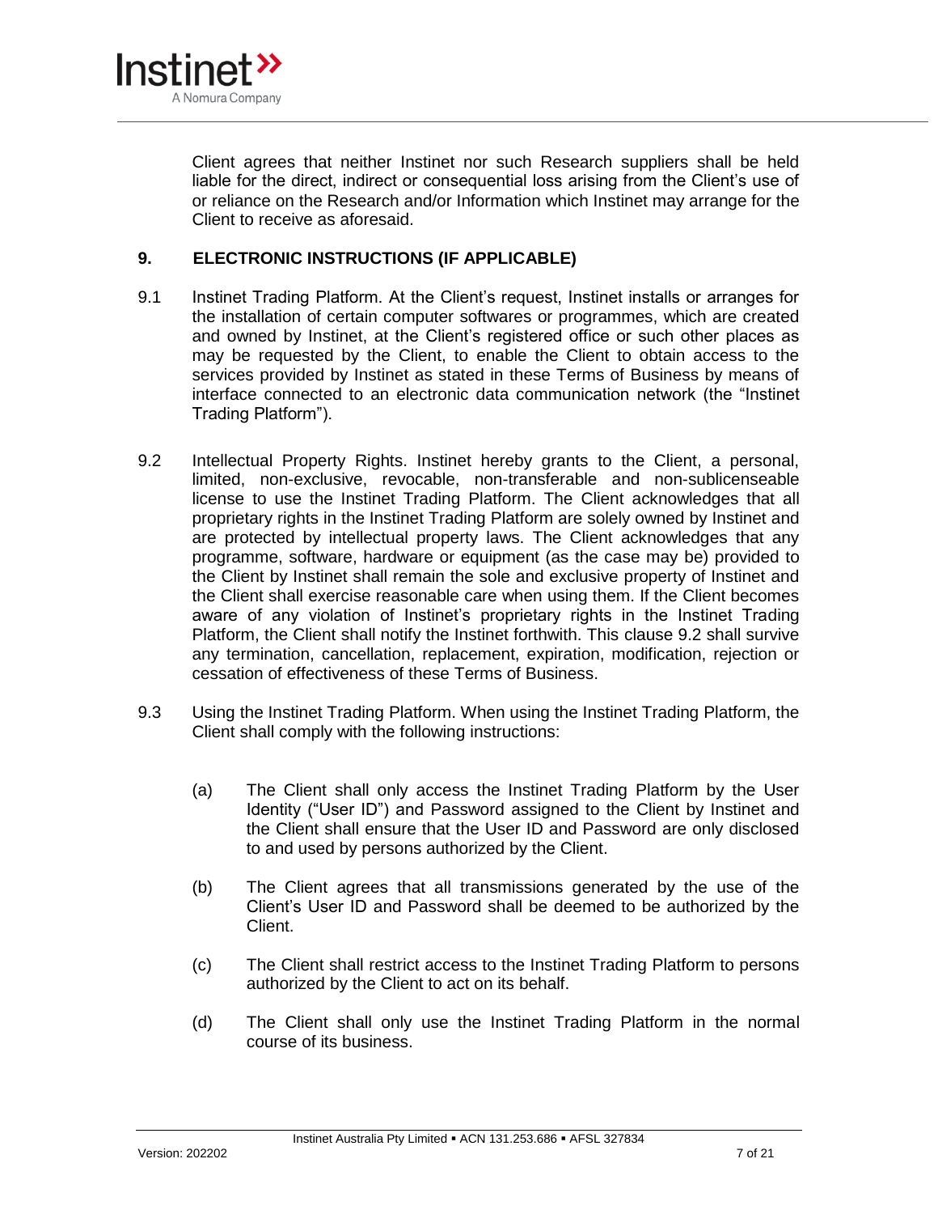Client agrees that neither Instinet nor such Research suppliers shall be held liable for the direct, indirect or consequential loss arising from the Client's use of or reliance on the Research and/or Information which Instinet may arrange for the Client to receive as aforesaid.

## 9. ELECTRONIC INSTRUCTIONS (IF APPLICABLE)

9.1 Instinet Trading Platform. At the Client's request, Instinet installs or arranges for the installation of certain computer softwares or programmes, which are created and owned by Instinet, at the Client's registered office or such other places as may be requested by the Client, to enable the Client to obtain access to the services provided by Instinet as stated in these Terms of Business by means of interface connected to an electronic data communication network (the "Instinet Trading Platform").

9.2 Intellectual Property Rights. Instinet hereby grants to the Client, a personal, limited, non-exclusive, revocable, non-transferable and non-sublicenseable license to use the Instinet Trading Platform. The Client acknowledges that all proprietary rights in the Instinet Trading Platform are solely owned by Instinet and are protected by intellectual property laws. The Client acknowledges that any programme, software, hardware or equipment (as the case may be) provided to the Client by Instinet shall remain the sole and exclusive property of Instinet and the Client shall exercise reasonable care when using them. If the Client becomes aware of any violation of Instinet's proprietary rights in the Instinet Trading Platform, the Client shall notify the Instinet forthwith. This clause 9.2 shall survive any termination, cancellation, replacement, expiration, modification, rejection or cessation of effectiveness of these Terms of Business.

9.3 Using the Instinet Trading Platform. When using the Instinet Trading Platform, the Client shall comply with the following instructions:

(a) The Client shall only access the Instinet Trading Platform by the User Identity ("User ID") and Password assigned to the Client by Instinet and the Client shall ensure that the User ID and Password are only disclosed to and used by persons authorized by the Client.

(b) The Client agrees that all transmissions generated by the use of the Client's User ID and Password shall be deemed to be authorized by the Client.

(c) The Client shall restrict access to the Instinet Trading Platform to persons authorized by the Client to act on its behalf.

(d) The Client shall only use the Instinet Trading Platform in the normal course of its business.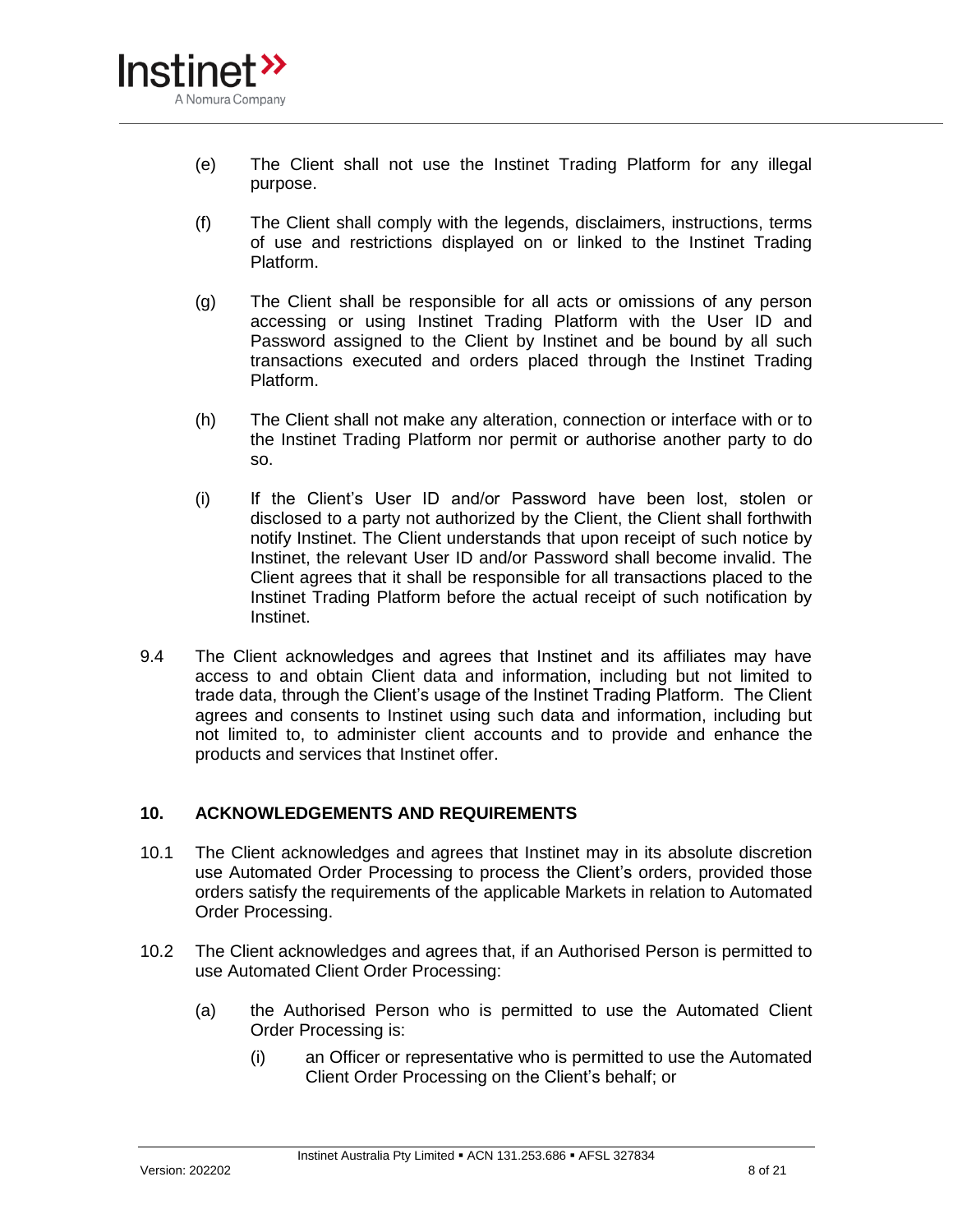(e) The Client shall not use the Instinet Trading Platform for any illegal purpose.

(f) The Client shall comply with the legends, disclaimers, instructions, terms of use and restrictions displayed on or linked to the Instinet Trading Platform.

(g) The Client shall be responsible for all acts or omissions of any person accessing or using Instinet Trading Platform with the User ID and Password assigned to the Client by Instinet and be bound by all such transactions executed and orders placed through the Instinet Trading Platform.

(h) The Client shall not make any alteration, connection or interface with or to the Instinet Trading Platform nor permit or authorise another party to do so.

(i) If the Client's User ID and/or Password have been lost, stolen or disclosed to a party not authorized by the Client, the Client shall forthwith notify Instinet. The Client understands that upon receipt of such notice by Instinet, the relevant User ID and/or Password shall become invalid. The Client agrees that it shall be responsible for all transactions placed to the Instinet Trading Platform before the actual receipt of such notification by Instinet.

9.4 The Client acknowledges and agrees that Instinet and its affiliates may have access to and obtain Client data and information, including but not limited to trade data, through the Client's usage of the Instinet Trading Platform. The Client agrees and consents to Instinet using such data and information, including but not limited to, to administer client accounts and to provide and enhance the products and services that Instinet offer.

## 10. ACKNOWLEDGEMENTS AND REQUIREMENTS

10.1 The Client acknowledges and agrees that Instinet may in its absolute discretion use Automated Order Processing to process the Client's orders, provided those orders satisfy the requirements of the applicable Markets in relation to Automated Order Processing.

10.2 The Client acknowledges and agrees that, if an Authorised Person is permitted to use Automated Client Order Processing:

(a) the Authorised Person who is permitted to use the Automated Client Order Processing is:

(i) an Officer or representative who is permitted to use the Automated Client Order Processing on the Client's behalf; or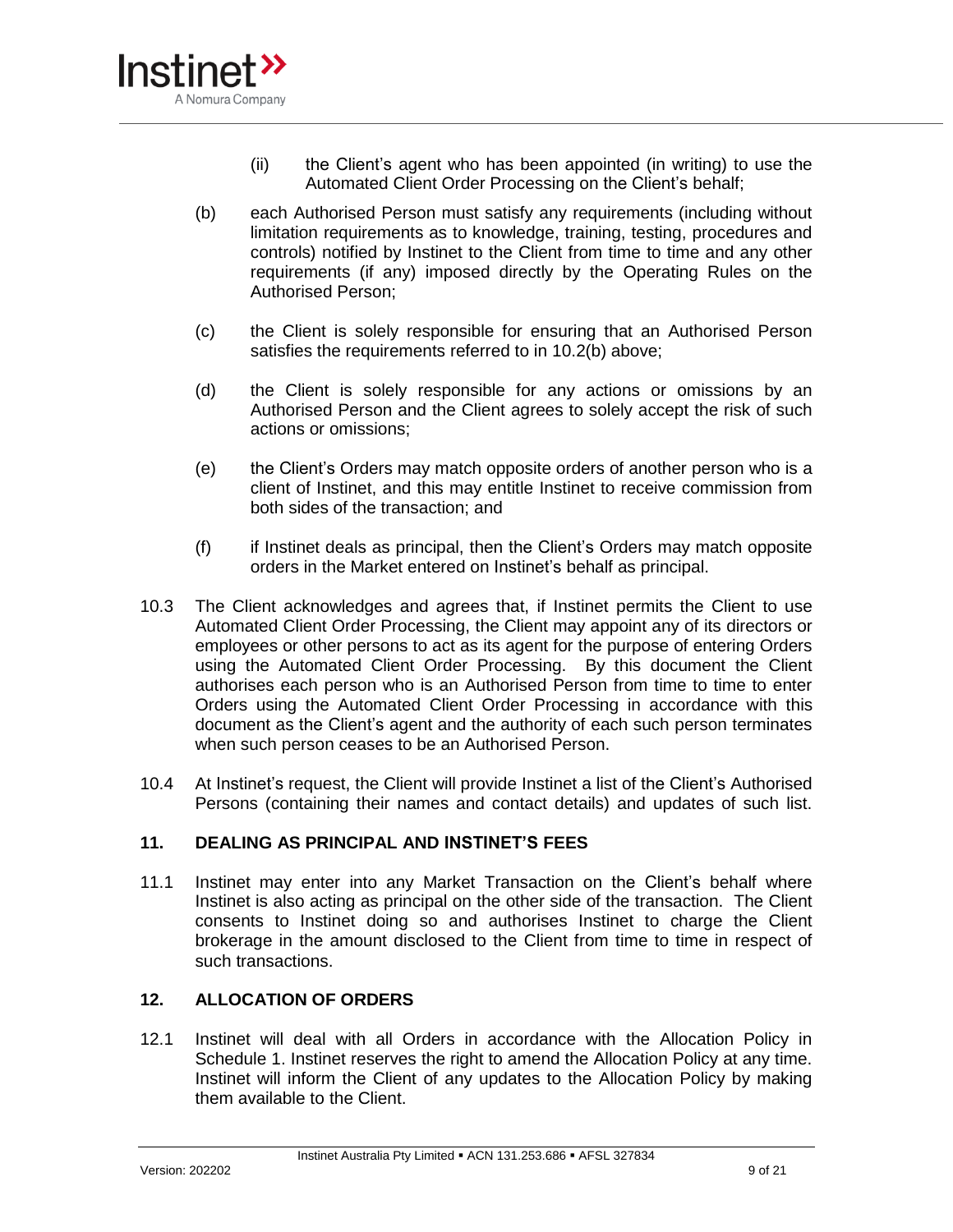(ii) the Client's agent who has been appointed (in writing) to use the Automated Client Order Processing on the Client's behalf;

(b) each Authorised Person must satisfy any requirements (including without limitation requirements as to knowledge, training, testing, procedures and controls) notified by Instinet to the Client from time to time and any other requirements (if any) imposed directly by the Operating Rules on the Authorised Person;

(c) the Client is solely responsible for ensuring that an Authorised Person satisfies the requirements referred to in 10.2(b) above;

(d) the Client is solely responsible for any actions or omissions by an Authorised Person and the Client agrees to solely accept the risk of such actions or omissions;

(e) the Client's Orders may match opposite orders of another person who is a client of Instinet, and this may entitle Instinet to receive commission from both sides of the transaction; and

(f) if Instinet deals as principal, then the Client's Orders may match opposite orders in the Market entered on Instinet's behalf as principal.

10.3 The Client acknowledges and agrees that, if Instinet permits the Client to use Automated Client Order Processing, the Client may appoint any of its directors or employees or other persons to act as its agent for the purpose of entering Orders using the Automated Client Order Processing. By this document the Client authorises each person who is an Authorised Person from time to time to enter Orders using the Automated Client Order Processing in accordance with this document as the Client's agent and the authority of each such person terminates when such person ceases to be an Authorised Person.

10.4 At Instinet's request, the Client will provide Instinet a list of the Client's Authorised Persons (containing their names and contact details) and updates of such list.

## 11. DEALING AS PRINCIPAL AND INSTINET'S FEES

11.1 Instinet may enter into any Market Transaction on the Client's behalf where Instinet is also acting as principal on the other side of the transaction. The Client consents to Instinet doing so and authorises Instinet to charge the Client brokerage in the amount disclosed to the Client from time to time in respect of such transactions.

## 12. ALLOCATION OF ORDERS

12.1 Instinet will deal with all Orders in accordance with the Allocation Policy in Schedule 1. Instinet reserves the right to amend the Allocation Policy at any time. Instinet will inform the Client of any updates to the Allocation Policy by making them available to the Client.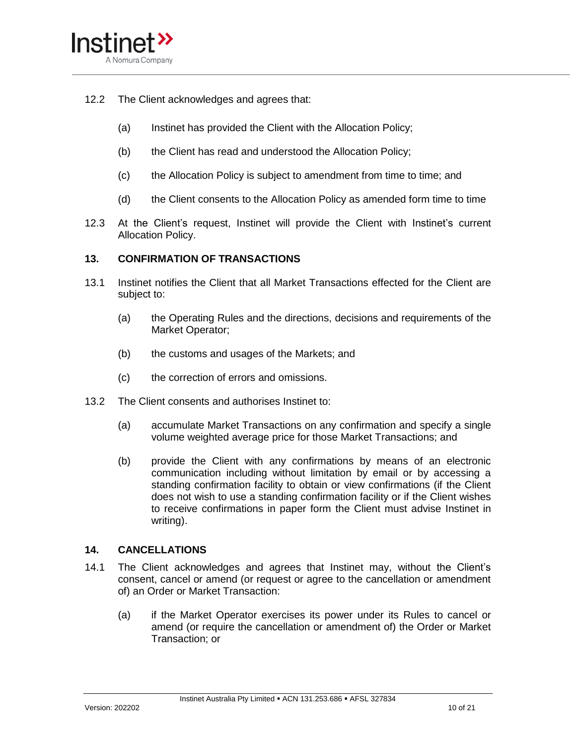12.2 The Client acknowledges and agrees that:

(a) Instinet has provided the Client with the Allocation Policy;

(b) the Client has read and understood the Allocation Policy;

(c) the Allocation Policy is subject to amendment from time to time; and

(d) the Client consents to the Allocation Policy as amended form time to time

12.3 At the Client's request, Instinet will provide the Client with Instinet's current Allocation Policy.

## 13. CONFIRMATION OF TRANSACTIONS

13.1 Instinet notifies the Client that all Market Transactions effected for the Client are subject to:

(a) the Operating Rules and the directions, decisions and requirements of the Market Operator;

(b) the customs and usages of the Markets; and

(c) the correction of errors and omissions.

13.2 The Client consents and authorises Instinet to:

(a) accumulate Market Transactions on any confirmation and specify a single volume weighted average price for those Market Transactions; and

(b) provide the Client with any confirmations by means of an electronic communication including without limitation by email or by accessing a standing confirmation facility to obtain or view confirmations (if the Client does not wish to use a standing confirmation facility or if the Client wishes to receive confirmations in paper form the Client must advise Instinet in writing).

## 14. CANCELLATIONS

14.1 The Client acknowledges and agrees that Instinet may, without the Client's consent, cancel or amend (or request or agree to the cancellation or amendment of) an Order or Market Transaction:

(a) if the Market Operator exercises its power under its Rules to cancel or amend (or require the cancellation or amendment of) the Order or Market Transaction; or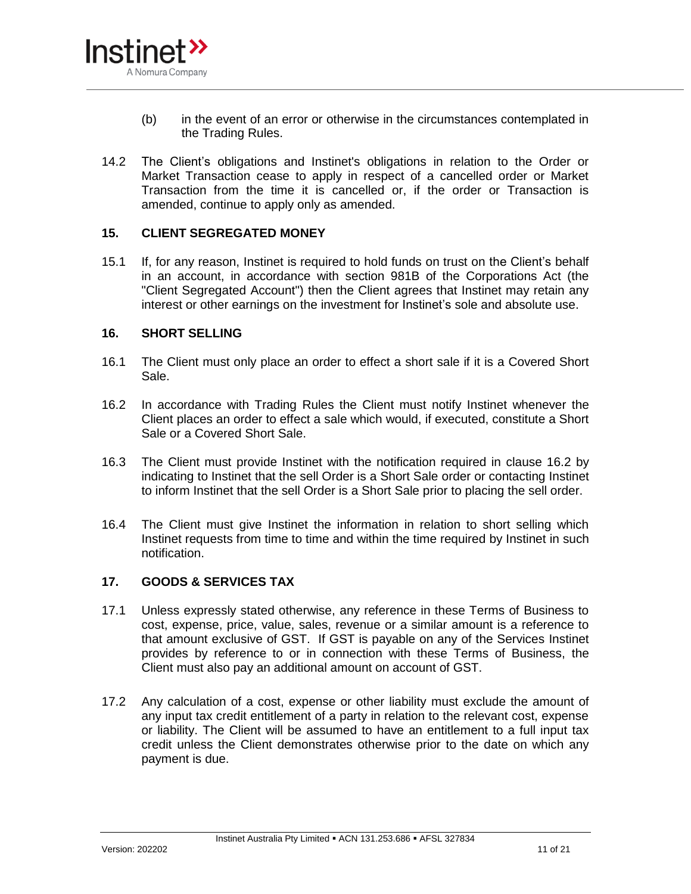(b) in the event of an error or otherwise in the circumstances contemplated in the Trading Rules.

14.2 The Client's obligations and Instinet's obligations in relation to the Order or Market Transaction cease to apply in respect of a cancelled order or Market Transaction from the time it is cancelled or, if the order or Transaction is amended, continue to apply only as amended.

## 15. CLIENT SEGREGATED MONEY

15.1 If, for any reason, Instinet is required to hold funds on trust on the Client's behalf in an account, in accordance with section 981B of the Corporations Act (the "Client Segregated Account") then the Client agrees that Instinet may retain any interest or other earnings on the investment for Instinet's sole and absolute use.

## 16. SHORT SELLING

16.1 The Client must only place an order to effect a short sale if it is a Covered Short Sale.

16.2 In accordance with Trading Rules the Client must notify Instinet whenever the Client places an order to effect a sale which would, if executed, constitute a Short Sale or a Covered Short Sale.

16.3 The Client must provide Instinet with the notification required in clause 16.2 by indicating to Instinet that the sell Order is a Short Sale order or contacting Instinet to inform Instinet that the sell Order is a Short Sale prior to placing the sell order.

16.4 The Client must give Instinet the information in relation to short selling which Instinet requests from time to time and within the time required by Instinet in such notification.

## 17. GOODS & SERVICES TAX

17.1 Unless expressly stated otherwise, any reference in these Terms of Business to cost, expense, price, value, sales, revenue or a similar amount is a reference to that amount exclusive of GST. If GST is payable on any of the Services Instinet provides by reference to or in connection with these Terms of Business, the Client must also pay an additional amount on account of GST.

17.2 Any calculation of a cost, expense or other liability must exclude the amount of any input tax credit entitlement of a party in relation to the relevant cost, expense or liability. The Client will be assumed to have an entitlement to a full input tax credit unless the Client demonstrates otherwise prior to the date on which any payment is due.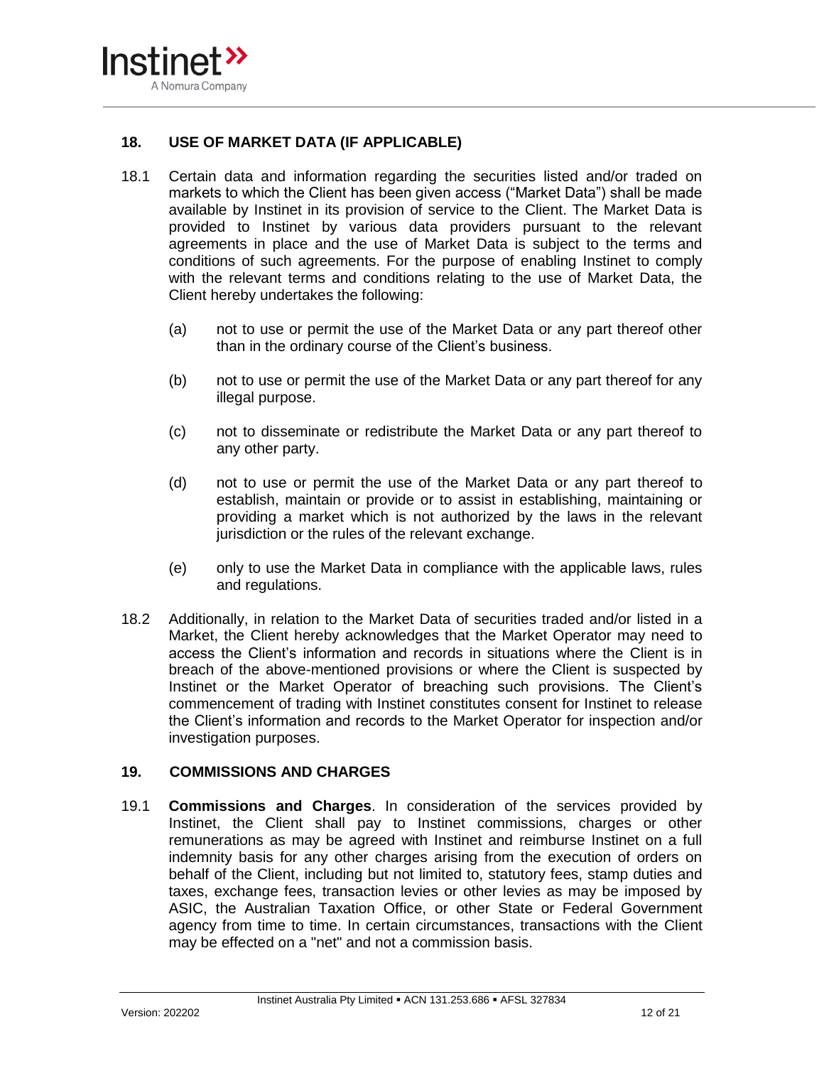## 18. USE OF MARKET DATA (IF APPLICABLE)

18.1 Certain data and information regarding the securities listed and/or traded on markets to which the Client has been given access ("Market Data") shall be made available by Instinet in its provision of service to the Client. The Market Data is provided to Instinet by various data providers pursuant to the relevant agreements in place and the use of Market Data is subject to the terms and conditions of such agreements. For the purpose of enabling Instinet to comply with the relevant terms and conditions relating to the use of Market Data, the Client hereby undertakes the following:

(a) not to use or permit the use of the Market Data or any part thereof other than in the ordinary course of the Client's business.

(b) not to use or permit the use of the Market Data or any part thereof for any illegal purpose.

(c) not to disseminate or redistribute the Market Data or any part thereof to any other party.

(d) not to use or permit the use of the Market Data or any part thereof to establish, maintain or provide or to assist in establishing, maintaining or providing a market which is not authorized by the laws in the relevant jurisdiction or the rules of the relevant exchange.

(e) only to use the Market Data in compliance with the applicable laws, rules and regulations.

18.2 Additionally, in relation to the Market Data of securities traded and/or listed in a Market, the Client hereby acknowledges that the Market Operator may need to access the Client's information and records in situations where the Client is in breach of the above-mentioned provisions or where the Client is suspected by Instinet or the Market Operator of breaching such provisions. The Client's commencement of trading with Instinet constitutes consent for Instinet to release the Client's information and records to the Market Operator for inspection and/or investigation purposes.

## 19. COMMISSIONS AND CHARGES

19.1 **Commissions and Charges**. In consideration of the services provided by Instinet, the Client shall pay to Instinet commissions, charges or other remunerations as may be agreed with Instinet and reimburse Instinet on a full indemnity basis for any other charges arising from the execution of orders on behalf of the Client, including but not limited to, statutory fees, stamp duties and taxes, exchange fees, transaction levies or other levies as may be imposed by ASIC, the Australian Taxation Office, or other State or Federal Government agency from time to time. In certain circumstances, transactions with the Client may be effected on a "net" and not a commission basis.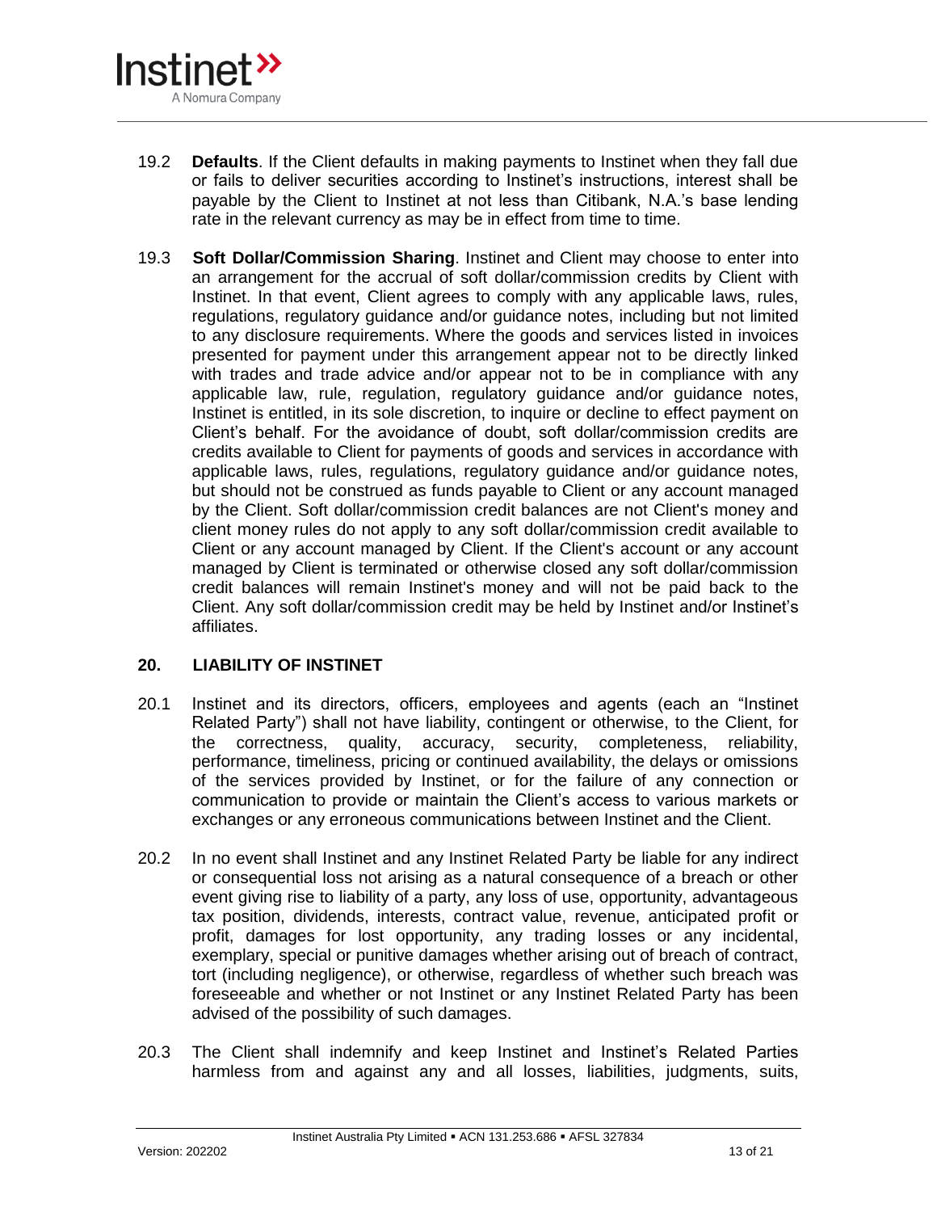19.2 **Defaults**. If the Client defaults in making payments to Instinet when they fall due or fails to deliver securities according to Instinet's instructions, interest shall be payable by the Client to Instinet at not less than Citibank, N.A.'s base lending rate in the relevant currency as may be in effect from time to time.

19.3 **Soft Dollar/Commission Sharing**. Instinet and Client may choose to enter into an arrangement for the accrual of soft dollar/commission credits by Client with Instinet. In that event, Client agrees to comply with any applicable laws, rules, regulations, regulatory guidance and/or guidance notes, including but not limited to any disclosure requirements. Where the goods and services listed in invoices presented for payment under this arrangement appear not to be directly linked with trades and trade advice and/or appear not to be in compliance with any applicable law, rule, regulation, regulatory guidance and/or guidance notes, Instinet is entitled, in its sole discretion, to inquire or decline to effect payment on Client's behalf. For the avoidance of doubt, soft dollar/commission credits are credits available to Client for payments of goods and services in accordance with applicable laws, rules, regulations, regulatory guidance and/or guidance notes, but should not be construed as funds payable to Client or any account managed by the Client. Soft dollar/commission credit balances are not Client's money and client money rules do not apply to any soft dollar/commission credit available to Client or any account managed by Client. If the Client's account or any account managed by Client is terminated or otherwise closed any soft dollar/commission credit balances will remain Instinet's money and will not be paid back to the Client. Any soft dollar/commission credit may be held by Instinet and/or Instinet's affiliates.

## 20. LIABILITY OF INSTINET

20.1 Instinet and its directors, officers, employees and agents (each an "Instinet Related Party") shall not have liability, contingent or otherwise, to the Client, for the correctness, quality, accuracy, security, completeness, reliability, performance, timeliness, pricing or continued availability, the delays or omissions of the services provided by Instinet, or for the failure of any connection or communication to provide or maintain the Client's access to various markets or exchanges or any erroneous communications between Instinet and the Client.

20.2 In no event shall Instinet and any Instinet Related Party be liable for any indirect or consequential loss not arising as a natural consequence of a breach or other event giving rise to liability of a party, any loss of use, opportunity, advantageous tax position, dividends, interests, contract value, revenue, anticipated profit or profit, damages for lost opportunity, any trading losses or any incidental, exemplary, special or punitive damages whether arising out of breach of contract, tort (including negligence), or otherwise, regardless of whether such breach was foreseeable and whether or not Instinet or any Instinet Related Party has been advised of the possibility of such damages.

20.3 The Client shall indemnify and keep Instinet and Instinet's Related Parties harmless from and against any and all losses, liabilities, judgments, suits,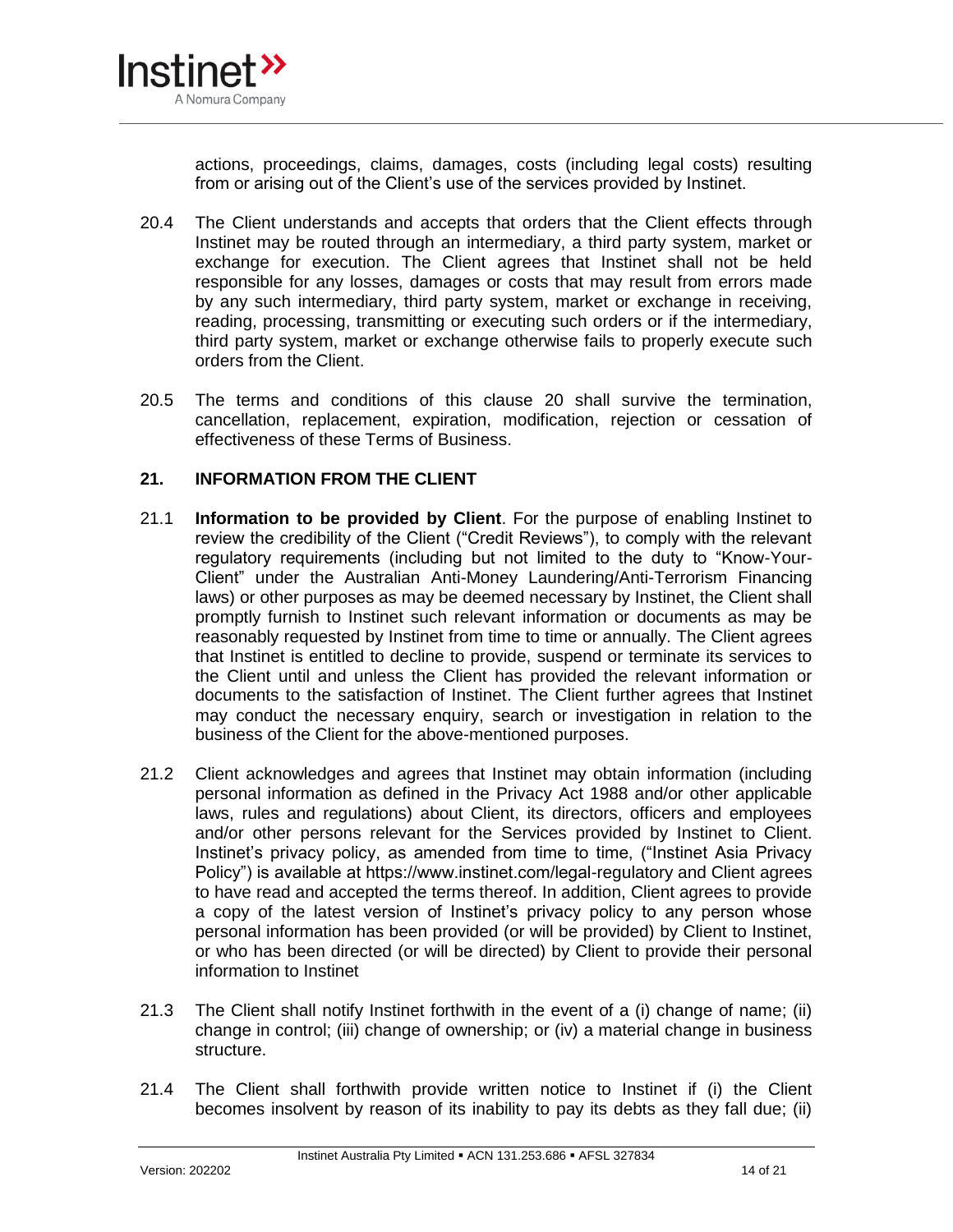actions, proceedings, claims, damages, costs (including legal costs) resulting from or arising out of the Client's use of the services provided by Instinet.

20.4 The Client understands and accepts that orders that the Client effects through Instinet may be routed through an intermediary, a third party system, market or exchange for execution. The Client agrees that Instinet shall not be held responsible for any losses, damages or costs that may result from errors made by any such intermediary, third party system, market or exchange in receiving, reading, processing, transmitting or executing such orders or if the intermediary, third party system, market or exchange otherwise fails to properly execute such orders from the Client.

20.5 The terms and conditions of this clause 20 shall survive the termination, cancellation, replacement, expiration, modification, rejection or cessation of effectiveness of these Terms of Business.

## 21. INFORMATION FROM THE CLIENT

21.1 **Information to be provided by Client**. For the purpose of enabling Instinet to review the credibility of the Client ("Credit Reviews"), to comply with the relevant regulatory requirements (including but not limited to the duty to "Know-Your-Client" under the Australian Anti-Money Laundering/Anti-Terrorism Financing laws) or other purposes as may be deemed necessary by Instinet, the Client shall promptly furnish to Instinet such relevant information or documents as may be reasonably requested by Instinet from time to time or annually. The Client agrees that Instinet is entitled to decline to provide, suspend or terminate its services to the Client until and unless the Client has provided the relevant information or documents to the satisfaction of Instinet. The Client further agrees that Instinet may conduct the necessary enquiry, search or investigation in relation to the business of the Client for the above-mentioned purposes.

21.2 Client acknowledges and agrees that Instinet may obtain information (including personal information as defined in the Privacy Act 1988 and/or other applicable laws, rules and regulations) about Client, its directors, officers and employees and/or other persons relevant for the Services provided by Instinet to Client. Instinet's privacy policy, as amended from time to time, ("Instinet Asia Privacy Policy") is available at https://www.instinet.com/legal-regulatory and Client agrees to have read and accepted the terms thereof. In addition, Client agrees to provide a copy of the latest version of Instinet's privacy policy to any person whose personal information has been provided (or will be provided) by Client to Instinet, or who has been directed (or will be directed) by Client to provide their personal information to Instinet

21.3 The Client shall notify Instinet forthwith in the event of a (i) change of name; (ii) change in control; (iii) change of ownership; or (iv) a material change in business structure.

21.4 The Client shall forthwith provide written notice to Instinet if (i) the Client becomes insolvent by reason of its inability to pay its debts as they fall due; (ii)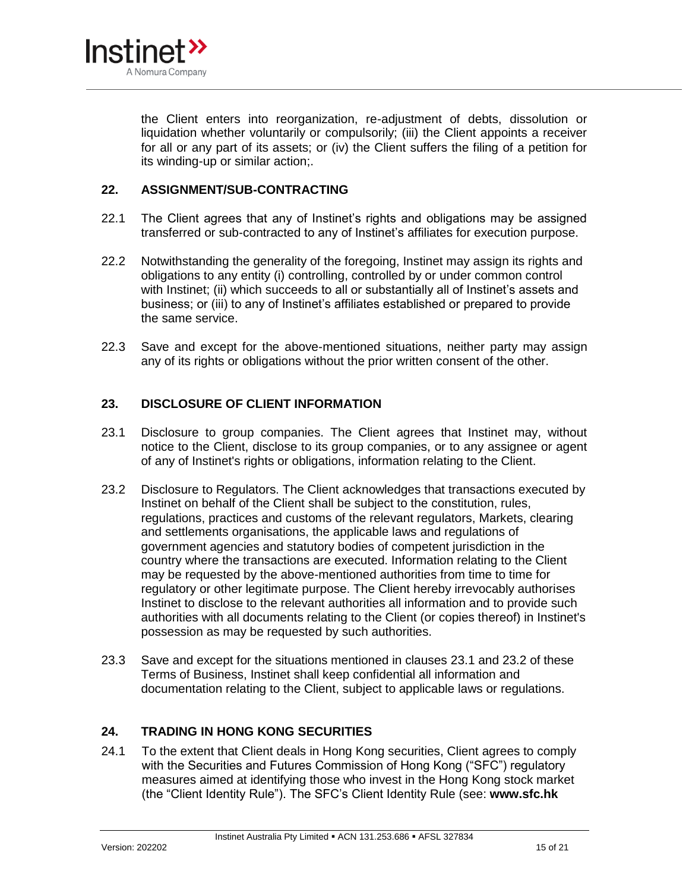the Client enters into reorganization, re-adjustment of debts, dissolution or liquidation whether voluntarily or compulsorily; (iii) the Client appoints a receiver for all or any part of its assets; or (iv) the Client suffers the filing of a petition for its winding-up or similar action;.

## 22. ASSIGNMENT/SUB-CONTRACTING

22.1 The Client agrees that any of Instinet's rights and obligations may be assigned transferred or sub-contracted to any of Instinet's affiliates for execution purpose.

22.2 Notwithstanding the generality of the foregoing, Instinet may assign its rights and obligations to any entity (i) controlling, controlled by or under common control with Instinet; (ii) which succeeds to all or substantially all of Instinet's assets and business; or (iii) to any of Instinet's affiliates established or prepared to provide the same service.

22.3 Save and except for the above-mentioned situations, neither party may assign any of its rights or obligations without the prior written consent of the other.

## 23. DISCLOSURE OF CLIENT INFORMATION

23.1 Disclosure to group companies. The Client agrees that Instinet may, without notice to the Client, disclose to its group companies, or to any assignee or agent of any of Instinet's rights or obligations, information relating to the Client.

23.2 Disclosure to Regulators. The Client acknowledges that transactions executed by Instinet on behalf of the Client shall be subject to the constitution, rules, regulations, practices and customs of the relevant regulators, Markets, clearing and settlements organisations, the applicable laws and regulations of government agencies and statutory bodies of competent jurisdiction in the country where the transactions are executed. Information relating to the Client may be requested by the above-mentioned authorities from time to time for regulatory or other legitimate purpose. The Client hereby irrevocably authorises Instinet to disclose to the relevant authorities all information and to provide such authorities with all documents relating to the Client (or copies thereof) in Instinet's possession as may be requested by such authorities.

23.3 Save and except for the situations mentioned in clauses 23.1 and 23.2 of these Terms of Business, Instinet shall keep confidential all information and documentation relating to the Client, subject to applicable laws or regulations.

## 24. TRADING IN HONG KONG SECURITIES

24.1 To the extent that Client deals in Hong Kong securities, Client agrees to comply with the Securities and Futures Commission of Hong Kong ("SFC") regulatory measures aimed at identifying those who invest in the Hong Kong stock market (the "Client Identity Rule"). The SFC's Client Identity Rule (see: **www.sfc.hk**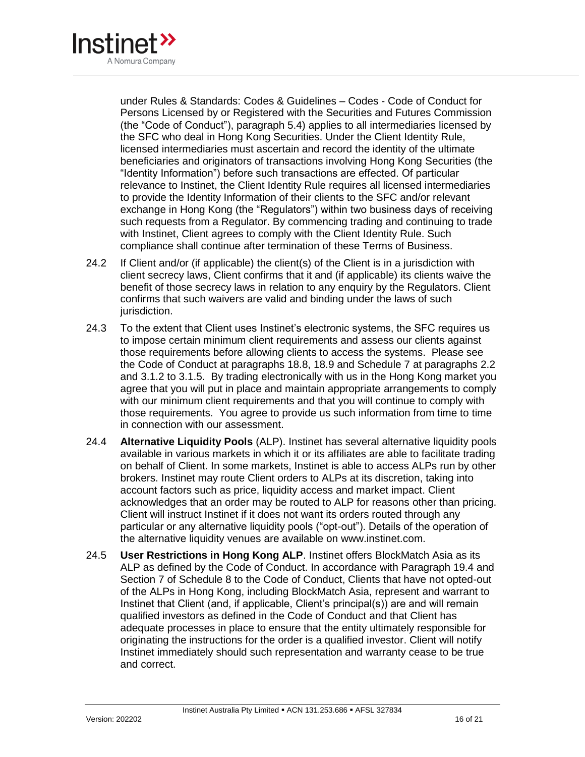under Rules & Standards: Codes & Guidelines – Codes - Code of Conduct for Persons Licensed by or Registered with the Securities and Futures Commission (the "Code of Conduct"), paragraph 5.4) applies to all intermediaries licensed by the SFC who deal in Hong Kong Securities. Under the Client Identity Rule, licensed intermediaries must ascertain and record the identity of the ultimate beneficiaries and originators of transactions involving Hong Kong Securities (the "Identity Information") before such transactions are effected. Of particular relevance to Instinet, the Client Identity Rule requires all licensed intermediaries to provide the Identity Information of their clients to the SFC and/or relevant exchange in Hong Kong (the "Regulators") within two business days of receiving such requests from a Regulator. By commencing trading and continuing to trade with Instinet, Client agrees to comply with the Client Identity Rule. Such compliance shall continue after termination of these Terms of Business.

24.2 If Client and/or (if applicable) the client(s) of the Client is in a jurisdiction with client secrecy laws, Client confirms that it and (if applicable) its clients waive the benefit of those secrecy laws in relation to any enquiry by the Regulators. Client confirms that such waivers are valid and binding under the laws of such jurisdiction.

24.3 To the extent that Client uses Instinet's electronic systems, the SFC requires us to impose certain minimum client requirements and assess our clients against those requirements before allowing clients to access the systems. Please see the Code of Conduct at paragraphs 18.8, 18.9 and Schedule 7 at paragraphs 2.2 and 3.1.2 to 3.1.5. By trading electronically with us in the Hong Kong market you agree that you will put in place and maintain appropriate arrangements to comply with our minimum client requirements and that you will continue to comply with those requirements. You agree to provide us such information from time to time in connection with our assessment.

24.4 **Alternative Liquidity Pools** (ALP). Instinet has several alternative liquidity pools available in various markets in which it or its affiliates are able to facilitate trading on behalf of Client. In some markets, Instinet is able to access ALPs run by other brokers. Instinet may route Client orders to ALPs at its discretion, taking into account factors such as price, liquidity access and market impact. Client acknowledges that an order may be routed to ALP for reasons other than pricing. Client will instruct Instinet if it does not want its orders routed through any particular or any alternative liquidity pools ("opt-out"). Details of the operation of the alternative liquidity venues are available on www.instinet.com.

24.5 **User Restrictions in Hong Kong ALP**. Instinet offers BlockMatch Asia as its ALP as defined by the Code of Conduct. In accordance with Paragraph 19.4 and Section 7 of Schedule 8 to the Code of Conduct, Clients that have not opted-out of the ALPs in Hong Kong, including BlockMatch Asia, represent and warrant to Instinet that Client (and, if applicable, Client's principal(s)) are and will remain qualified investors as defined in the Code of Conduct and that Client has adequate processes in place to ensure that the entity ultimately responsible for originating the instructions for the order is a qualified investor. Client will notify Instinet immediately should such representation and warranty cease to be true and correct.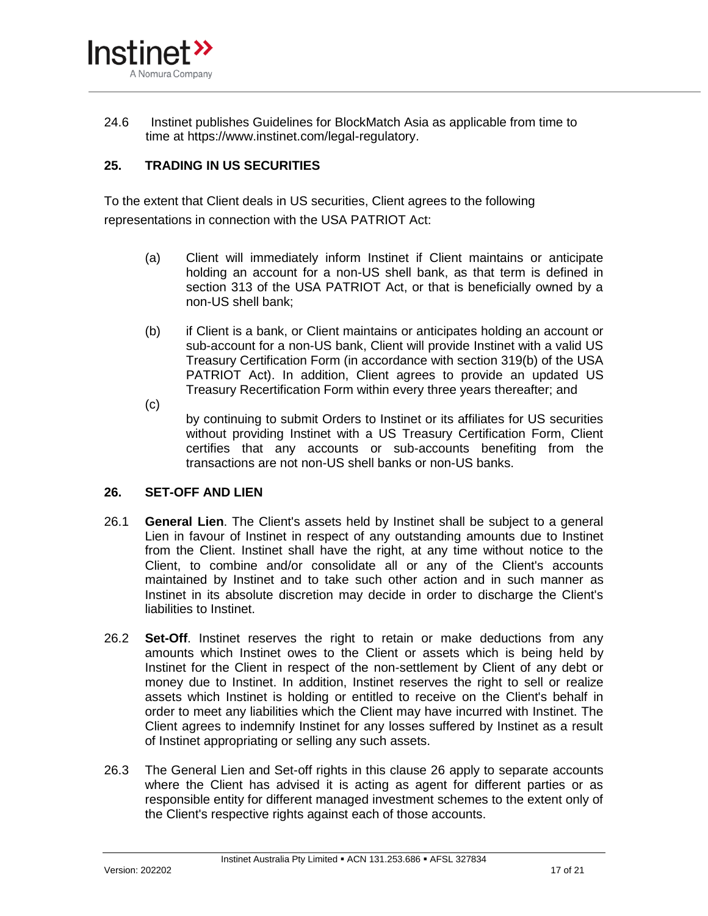24.6 Instinet publishes Guidelines for BlockMatch Asia as applicable from time to time at https://www.instinet.com/legal-regulatory.

## 25. TRADING IN US SECURITIES

To the extent that Client deals in US securities, Client agrees to the following representations in connection with the USA PATRIOT Act:

(a) Client will immediately inform Instinet if Client maintains or anticipate holding an account for a non-US shell bank, as that term is defined in section 313 of the USA PATRIOT Act, or that is beneficially owned by a non-US shell bank;

(b) if Client is a bank, or Client maintains or anticipates holding an account or sub-account for a non-US bank, Client will provide Instinet with a valid US Treasury Certification Form (in accordance with section 319(b) of the USA PATRIOT Act). In addition, Client agrees to provide an updated US Treasury Recertification Form within every three years thereafter; and

(c) by continuing to submit Orders to Instinet or its affiliates for US securities without providing Instinet with a US Treasury Certification Form, Client certifies that any accounts or sub-accounts benefiting from the transactions are not non-US shell banks or non-US banks.

## 26. SET-OFF AND LIEN

26.1 **General Lien**. The Client's assets held by Instinet shall be subject to a general Lien in favour of Instinet in respect of any outstanding amounts due to Instinet from the Client. Instinet shall have the right, at any time without notice to the Client, to combine and/or consolidate all or any of the Client's accounts maintained by Instinet and to take such other action and in such manner as Instinet in its absolute discretion may decide in order to discharge the Client's liabilities to Instinet.

26.2 **Set-Off**. Instinet reserves the right to retain or make deductions from any amounts which Instinet owes to the Client or assets which is being held by Instinet for the Client in respect of the non-settlement by Client of any debt or money due to Instinet. In addition, Instinet reserves the right to sell or realize assets which Instinet is holding or entitled to receive on the Client's behalf in order to meet any liabilities which the Client may have incurred with Instinet. The Client agrees to indemnify Instinet for any losses suffered by Instinet as a result of Instinet appropriating or selling any such assets.

26.3 The General Lien and Set-off rights in this clause 26 apply to separate accounts where the Client has advised it is acting as agent for different parties or as responsible entity for different managed investment schemes to the extent only of the Client's respective rights against each of those accounts.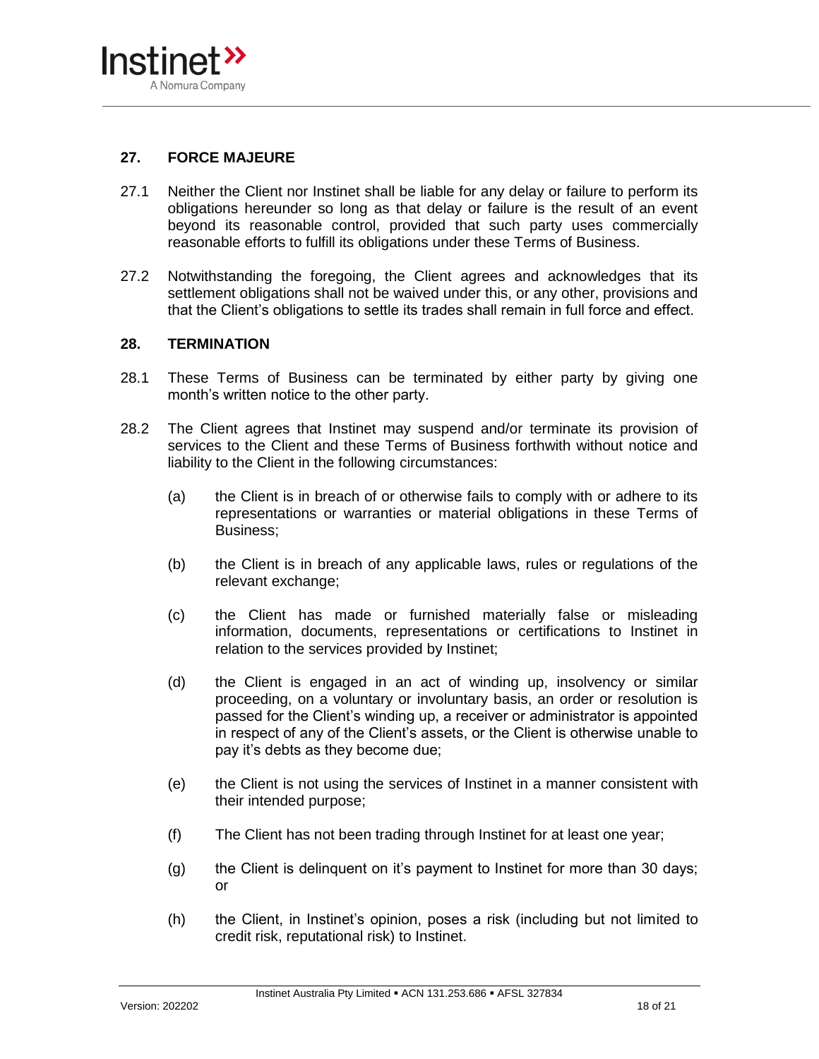## 27. FORCE MAJEURE

27.1 Neither the Client nor Instinet shall be liable for any delay or failure to perform its obligations hereunder so long as that delay or failure is the result of an event beyond its reasonable control, provided that such party uses commercially reasonable efforts to fulfill its obligations under these Terms of Business.

27.2 Notwithstanding the foregoing, the Client agrees and acknowledges that its settlement obligations shall not be waived under this, or any other, provisions and that the Client's obligations to settle its trades shall remain in full force and effect.

## 28. TERMINATION

28.1 These Terms of Business can be terminated by either party by giving one month's written notice to the other party.

28.2 The Client agrees that Instinet may suspend and/or terminate its provision of services to the Client and these Terms of Business forthwith without notice and liability to the Client in the following circumstances:

(a) the Client is in breach of or otherwise fails to comply with or adhere to its representations or warranties or material obligations in these Terms of Business;

(b) the Client is in breach of any applicable laws, rules or regulations of the relevant exchange;

(c) the Client has made or furnished materially false or misleading information, documents, representations or certifications to Instinet in relation to the services provided by Instinet;

(d) the Client is engaged in an act of winding up, insolvency or similar proceeding, on a voluntary or involuntary basis, an order or resolution is passed for the Client's winding up, a receiver or administrator is appointed in respect of any of the Client's assets, or the Client is otherwise unable to pay it's debts as they become due;

(e) the Client is not using the services of Instinet in a manner consistent with their intended purpose;

(f) The Client has not been trading through Instinet for at least one year;

(g) the Client is delinquent on it's payment to Instinet for more than 30 days; or

(h) the Client, in Instinet's opinion, poses a risk (including but not limited to credit risk, reputational risk) to Instinet.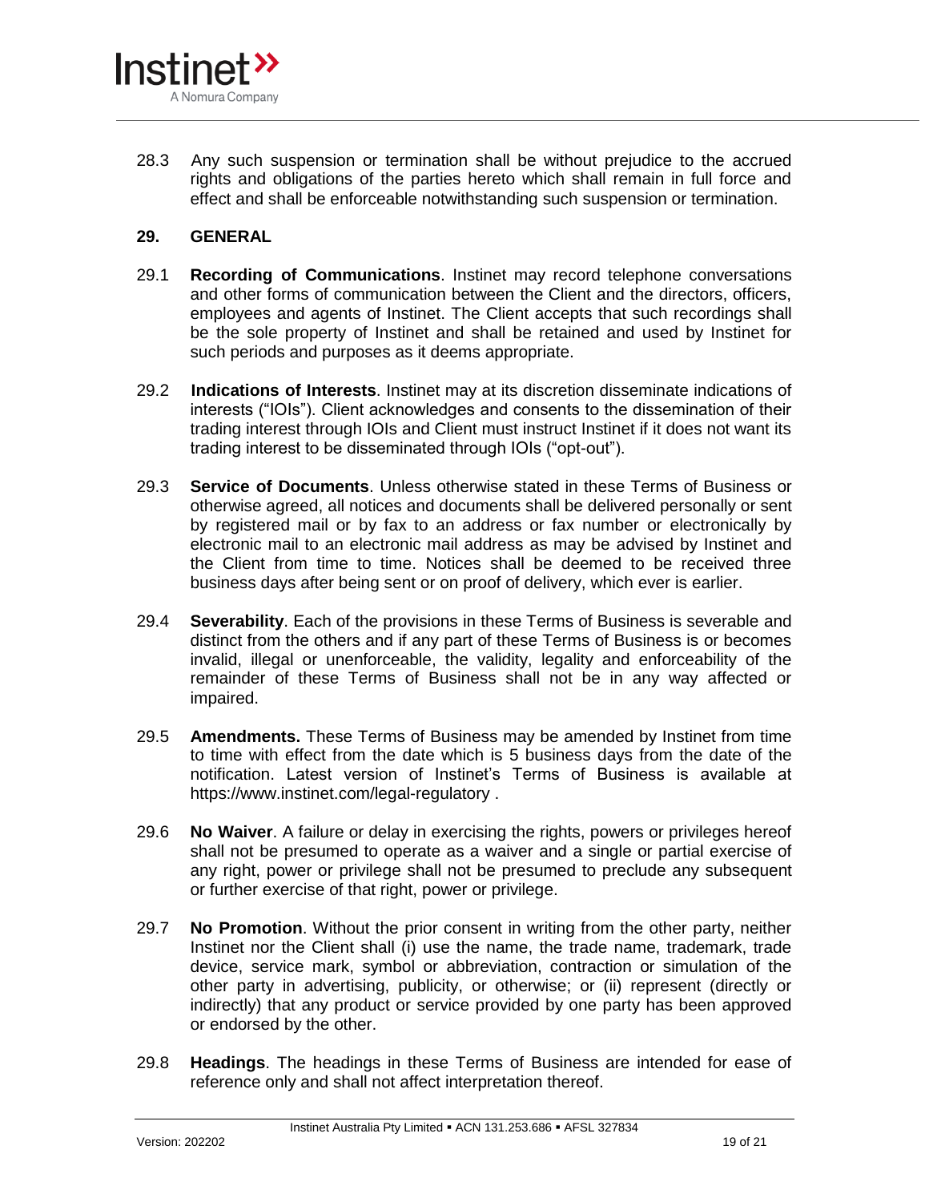28.3 Any such suspension or termination shall be without prejudice to the accrued rights and obligations of the parties hereto which shall remain in full force and effect and shall be enforceable notwithstanding such suspension or termination.

## 29. GENERAL

29.1 **Recording of Communications**. Instinet may record telephone conversations and other forms of communication between the Client and the directors, officers, employees and agents of Instinet. The Client accepts that such recordings shall be the sole property of Instinet and shall be retained and used by Instinet for such periods and purposes as it deems appropriate.

29.2 **Indications of Interests**. Instinet may at its discretion disseminate indications of interests ("IOIs"). Client acknowledges and consents to the dissemination of their trading interest through IOIs and Client must instruct Instinet if it does not want its trading interest to be disseminated through IOIs ("opt-out").

29.3 **Service of Documents**. Unless otherwise stated in these Terms of Business or otherwise agreed, all notices and documents shall be delivered personally or sent by registered mail or by fax to an address or fax number or electronically by electronic mail to an electronic mail address as may be advised by Instinet and the Client from time to time. Notices shall be deemed to be received three business days after being sent or on proof of delivery, which ever is earlier.

29.4 **Severability**. Each of the provisions in these Terms of Business is severable and distinct from the others and if any part of these Terms of Business is or becomes invalid, illegal or unenforceable, the validity, legality and enforceability of the remainder of these Terms of Business shall not be in any way affected or impaired.

29.5 **Amendments.** These Terms of Business may be amended by Instinet from time to time with effect from the date which is 5 business days from the date of the notification. Latest version of Instinet's Terms of Business is available at https://www.instinet.com/legal-regulatory .

29.6 **No Waiver**. A failure or delay in exercising the rights, powers or privileges hereof shall not be presumed to operate as a waiver and a single or partial exercise of any right, power or privilege shall not be presumed to preclude any subsequent or further exercise of that right, power or privilege.

29.7 **No Promotion**. Without the prior consent in writing from the other party, neither Instinet nor the Client shall (i) use the name, the trade name, trademark, trade device, service mark, symbol or abbreviation, contraction or simulation of the other party in advertising, publicity, or otherwise; or (ii) represent (directly or indirectly) that any product or service provided by one party has been approved or endorsed by the other.

29.8 **Headings**. The headings in these Terms of Business are intended for ease of reference only and shall not affect interpretation thereof.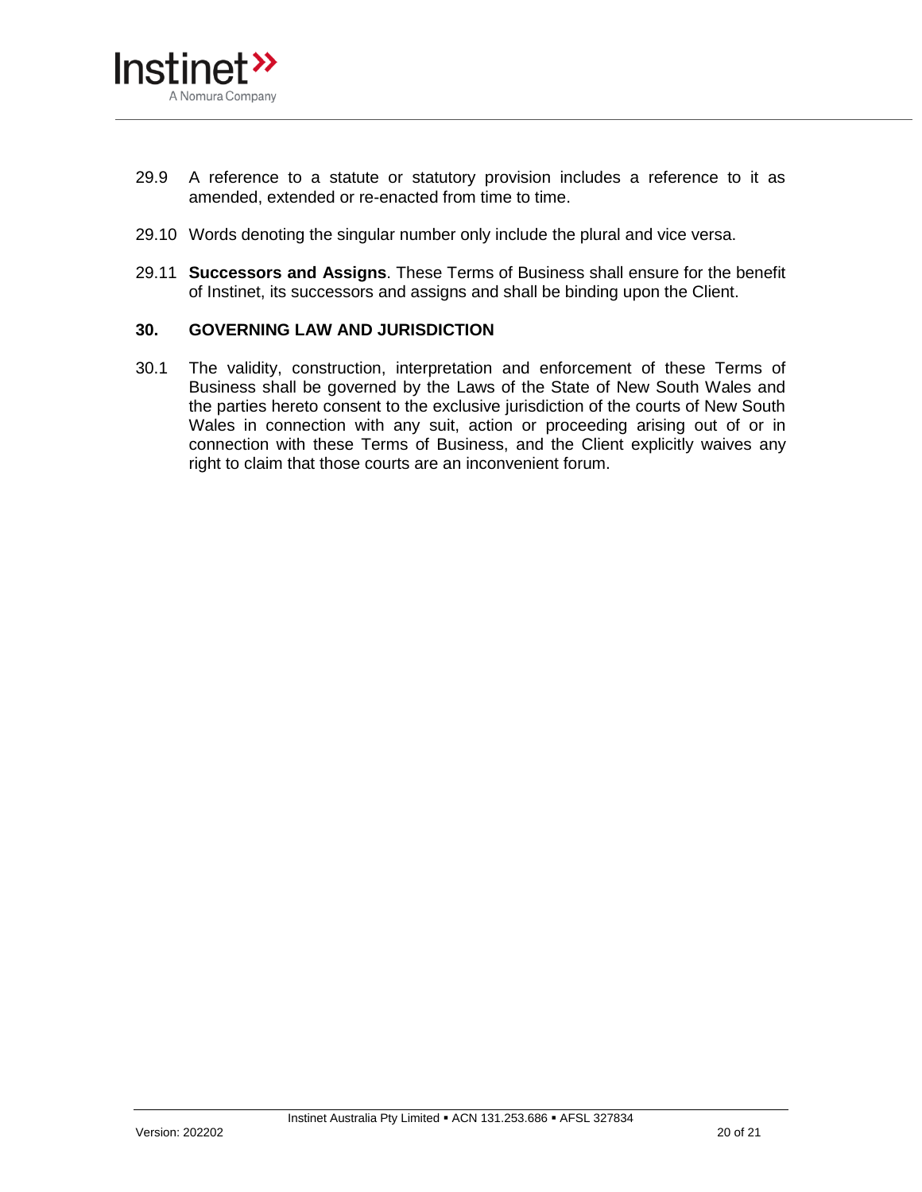29.9 A reference to a statute or statutory provision includes a reference to it as amended, extended or re-enacted from time to time.

29.10 Words denoting the singular number only include the plural and vice versa.

29.11 **Successors and Assigns**. These Terms of Business shall ensure for the benefit of Instinet, its successors and assigns and shall be binding upon the Client.

## 30. GOVERNING LAW AND JURISDICTION

30.1 The validity, construction, interpretation and enforcement of these Terms of Business shall be governed by the Laws of the State of New South Wales and the parties hereto consent to the exclusive jurisdiction of the courts of New South Wales in connection with any suit, action or proceeding arising out of or in connection with these Terms of Business, and the Client explicitly waives any right to claim that those courts are an inconvenient forum.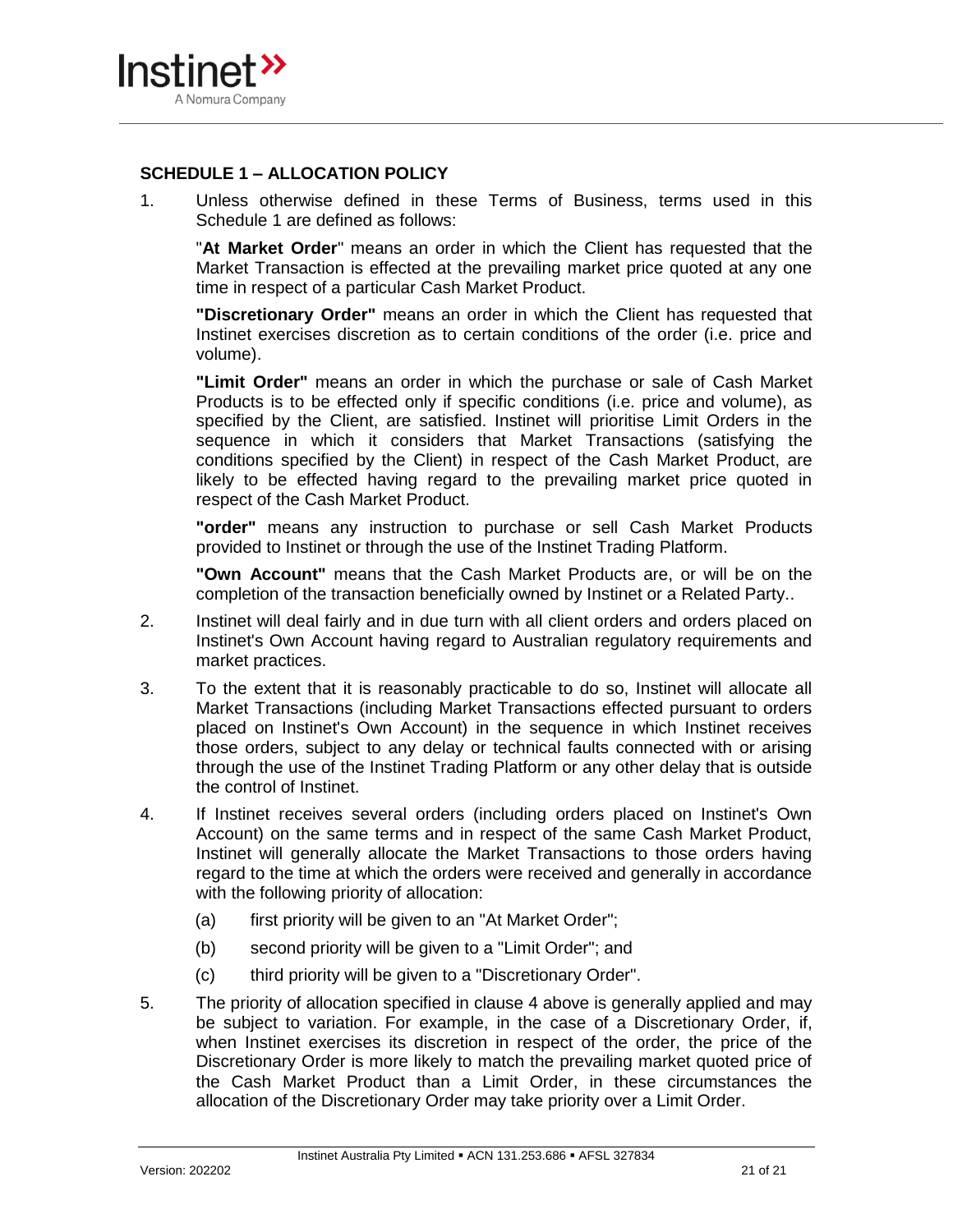## SCHEDULE 1 – ALLOCATION POLICY

1. Unless otherwise defined in these Terms of Business, terms used in this Schedule 1 are defined as follows:

   "**At Market Order**" means an order in which the Client has requested that the Market Transaction is effected at the prevailing market price quoted at any one time in respect of a particular Cash Market Product.

   **"Discretionary Order"** means an order in which the Client has requested that Instinet exercises discretion as to certain conditions of the order (i.e. price and volume).

   **"Limit Order"** means an order in which the purchase or sale of Cash Market Products is to be effected only if specific conditions (i.e. price and volume), as specified by the Client, are satisfied. Instinet will prioritise Limit Orders in the sequence in which it considers that Market Transactions (satisfying the conditions specified by the Client) in respect of the Cash Market Product, are likely to be effected having regard to the prevailing market price quoted in respect of the Cash Market Product.

   **"order"** means any instruction to purchase or sell Cash Market Products provided to Instinet or through the use of the Instinet Trading Platform.

   **"Own Account"** means that the Cash Market Products are, or will be on the completion of the transaction beneficially owned by Instinet or a Related Party..

2. Instinet will deal fairly and in due turn with all client orders and orders placed on Instinet's Own Account having regard to Australian regulatory requirements and market practices.

3. To the extent that it is reasonably practicable to do so, Instinet will allocate all Market Transactions (including Market Transactions effected pursuant to orders placed on Instinet's Own Account) in the sequence in which Instinet receives those orders, subject to any delay or technical faults connected with or arising through the use of the Instinet Trading Platform or any other delay that is outside the control of Instinet.

4. If Instinet receives several orders (including orders placed on Instinet's Own Account) on the same terms and in respect of the same Cash Market Product, Instinet will generally allocate the Market Transactions to those orders having regard to the time at which the orders were received and generally in accordance with the following priority of allocation:

   (a) first priority will be given to an "At Market Order";

   (b) second priority will be given to a "Limit Order"; and

   (c) third priority will be given to a "Discretionary Order".

5. The priority of allocation specified in clause 4 above is generally applied and may be subject to variation. For example, in the case of a Discretionary Order, if, when Instinet exercises its discretion in respect of the order, the price of the Discretionary Order is more likely to match the prevailing market quoted price of the Cash Market Product than a Limit Order, in these circumstances the allocation of the Discretionary Order may take priority over a Limit Order.